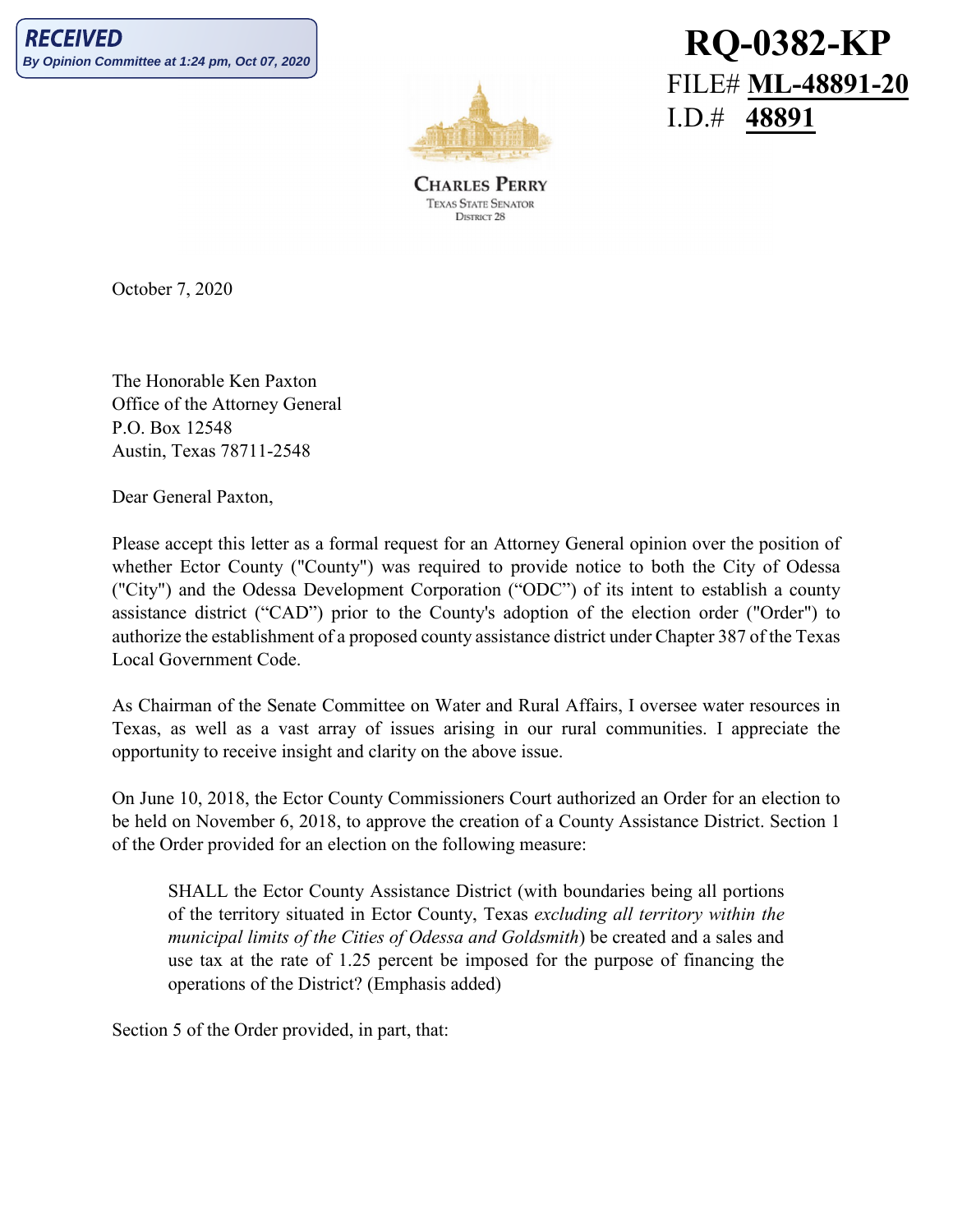**RECEIVED**
By Opinion Committee at 1:24 pm, Oct 07, 2020

**RQ-0382-KP**
FILE# **ML-48891-20**
I.D.# **48891**

CHARLES PERRY
TEXAS STATE SENATOR
DISTRICT 28

October 7, 2020

The Honorable Ken Paxton
Office of the Attorney General
P.O. Box 12548
Austin, Texas 78711-2548

Dear General Paxton,

Please accept this letter as a formal request for an Attorney General opinion over the position of whether Ector County ("County") was required to provide notice to both the City of Odessa ("City") and the Odessa Development Corporation ("ODC") of its intent to establish a county assistance district ("CAD") prior to the County's adoption of the election order ("Order") to authorize the establishment of a proposed county assistance district under Chapter 387 of the Texas Local Government Code.

As Chairman of the Senate Committee on Water and Rural Affairs, I oversee water resources in Texas, as well as a vast array of issues arising in our rural communities. I appreciate the opportunity to receive insight and clarity on the above issue.

On June 10, 2018, the Ector County Commissioners Court authorized an Order for an election to be held on November 6, 2018, to approve the creation of a County Assistance District. Section 1 of the Order provided for an election on the following measure:

> SHALL the Ector County Assistance District (with boundaries being all portions of the territory situated in Ector County, Texas *excluding all territory within the municipal limits of the Cities of Odessa and Goldsmith*) be created and a sales and use tax at the rate of 1.25 percent be imposed for the purpose of financing the operations of the District? (Emphasis added)

Section 5 of the Order provided, in part, that: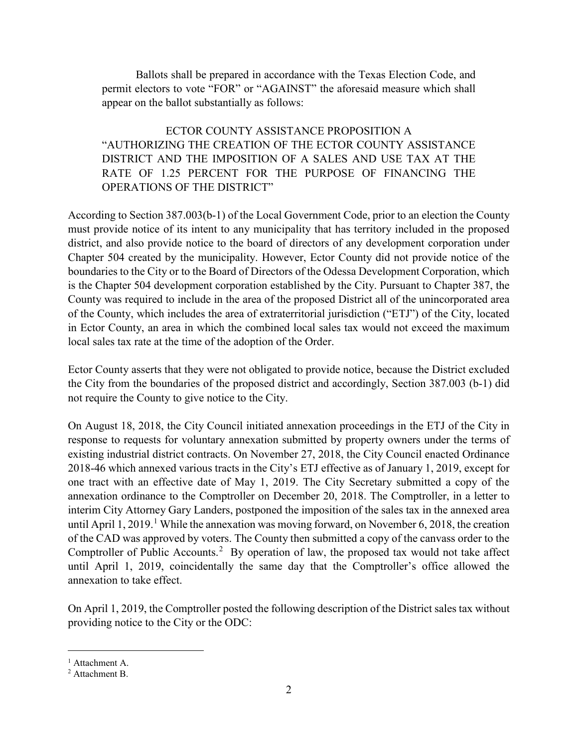Ballots shall be prepared in accordance with the Texas Election Code, and permit electors to vote "FOR" or "AGAINST" the aforesaid measure which shall appear on the ballot substantially as follows:

> ECTOR COUNTY ASSISTANCE PROPOSITION A
> "AUTHORIZING THE CREATION OF THE ECTOR COUNTY ASSISTANCE DISTRICT AND THE IMPOSITION OF A SALES AND USE TAX AT THE RATE OF 1.25 PERCENT FOR THE PURPOSE OF FINANCING THE OPERATIONS OF THE DISTRICT"

According to Section 387.003(b-1) of the Local Government Code, prior to an election the County must provide notice of its intent to any municipality that has territory included in the proposed district, and also provide notice to the board of directors of any development corporation under Chapter 504 created by the municipality. However, Ector County did not provide notice of the boundaries to the City or to the Board of Directors of the Odessa Development Corporation, which is the Chapter 504 development corporation established by the City. Pursuant to Chapter 387, the County was required to include in the area of the proposed District all of the unincorporated area of the County, which includes the area of extraterritorial jurisdiction ("ETJ") of the City, located in Ector County, an area in which the combined local sales tax would not exceed the maximum local sales tax rate at the time of the adoption of the Order.

Ector County asserts that they were not obligated to provide notice, because the District excluded the City from the boundaries of the proposed district and accordingly, Section 387.003 (b-1) did not require the County to give notice to the City.

On August 18, 2018, the City Council initiated annexation proceedings in the ETJ of the City in response to requests for voluntary annexation submitted by property owners under the terms of existing industrial district contracts. On November 27, 2018, the City Council enacted Ordinance 2018-46 which annexed various tracts in the City's ETJ effective as of January 1, 2019, except for one tract with an effective date of May 1, 2019. The City Secretary submitted a copy of the annexation ordinance to the Comptroller on December 20, 2018. The Comptroller, in a letter to interim City Attorney Gary Landers, postponed the imposition of the sales tax in the annexed area until April 1, 2019.[1] While the annexation was moving forward, on November 6, 2018, the creation of the CAD was approved by voters. The County then submitted a copy of the canvass order to the Comptroller of Public Accounts.[2] By operation of law, the proposed tax would not take affect until April 1, 2019, coincidentally the same day that the Comptroller's office allowed the annexation to take effect.

On April 1, 2019, the Comptroller posted the following description of the District sales tax without providing notice to the City or the ODC:

---

[1] Attachment A.

[2] Attachment B.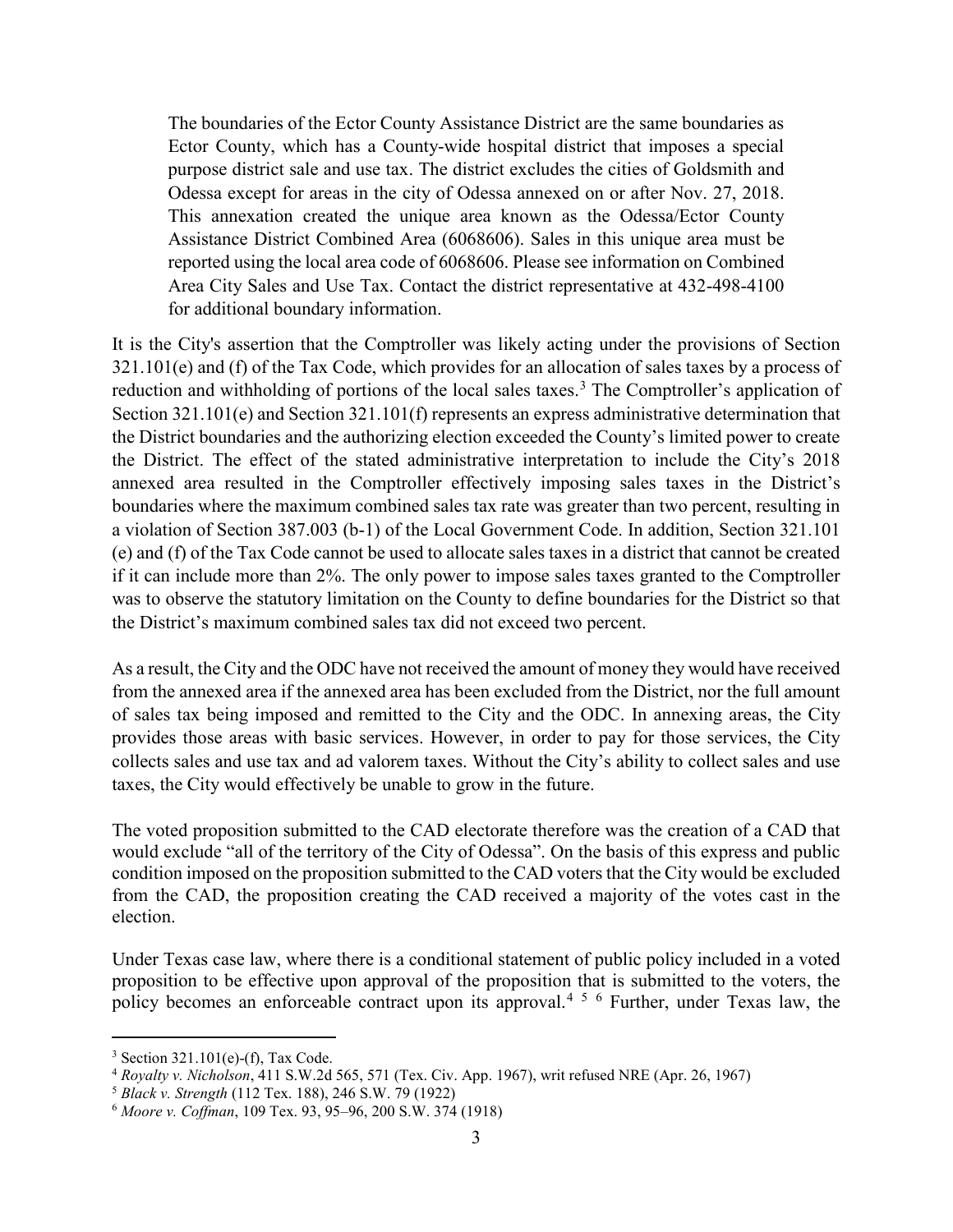> The boundaries of the Ector County Assistance District are the same boundaries as Ector County, which has a County-wide hospital district that imposes a special purpose district sale and use tax. The district excludes the cities of Goldsmith and Odessa except for areas in the city of Odessa annexed on or after Nov. 27, 2018. This annexation created the unique area known as the Odessa/Ector County Assistance District Combined Area (6068606). Sales in this unique area must be reported using the local area code of 6068606. Please see information on Combined Area City Sales and Use Tax. Contact the district representative at 432-498-4100 for additional boundary information.

It is the City's assertion that the Comptroller was likely acting under the provisions of Section 321.101(e) and (f) of the Tax Code, which provides for an allocation of sales taxes by a process of reduction and withholding of portions of the local sales taxes.[3] The Comptroller's application of Section 321.101(e) and Section 321.101(f) represents an express administrative determination that the District boundaries and the authorizing election exceeded the County's limited power to create the District. The effect of the stated administrative interpretation to include the City's 2018 annexed area resulted in the Comptroller effectively imposing sales taxes in the District's boundaries where the maximum combined sales tax rate was greater than two percent, resulting in a violation of Section 387.003 (b-1) of the Local Government Code. In addition, Section 321.101 (e) and (f) of the Tax Code cannot be used to allocate sales taxes in a district that cannot be created if it can include more than 2%. The only power to impose sales taxes granted to the Comptroller was to observe the statutory limitation on the County to define boundaries for the District so that the District's maximum combined sales tax did not exceed two percent.

As a result, the City and the ODC have not received the amount of money they would have received from the annexed area if the annexed area has been excluded from the District, nor the full amount of sales tax being imposed and remitted to the City and the ODC. In annexing areas, the City provides those areas with basic services. However, in order to pay for those services, the City collects sales and use tax and ad valorem taxes. Without the City's ability to collect sales and use taxes, the City would effectively be unable to grow in the future.

The voted proposition submitted to the CAD electorate therefore was the creation of a CAD that would exclude "all of the territory of the City of Odessa". On the basis of this express and public condition imposed on the proposition submitted to the CAD voters that the City would be excluded from the CAD, the proposition creating the CAD received a majority of the votes cast in the election.

Under Texas case law, where there is a conditional statement of public policy included in a voted proposition to be effective upon approval of the proposition that is submitted to the voters, the policy becomes an enforceable contract upon its approval.[4] [5] [6] Further, under Texas law, the

---

[3] Section 321.101(e)-(f), Tax Code.

[4] *Royalty v. Nicholson*, 411 S.W.2d 565, 571 (Tex. Civ. App. 1967), writ refused NRE (Apr. 26, 1967)

[5] *Black v. Strength* (112 Tex. 188), 246 S.W. 79 (1922)

[6] *Moore v. Coffman*, 109 Tex. 93, 95–96, 200 S.W. 374 (1918)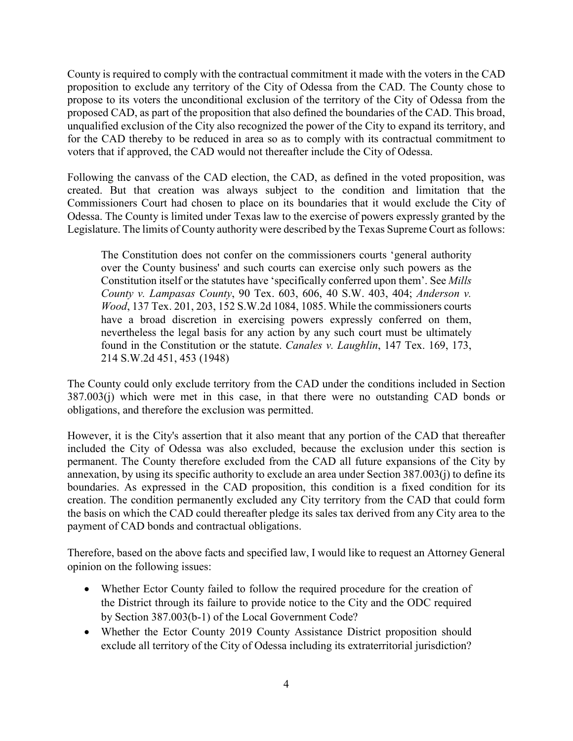County is required to comply with the contractual commitment it made with the voters in the CAD proposition to exclude any territory of the City of Odessa from the CAD. The County chose to propose to its voters the unconditional exclusion of the territory of the City of Odessa from the proposed CAD, as part of the proposition that also defined the boundaries of the CAD. This broad, unqualified exclusion of the City also recognized the power of the City to expand its territory, and for the CAD thereby to be reduced in area so as to comply with its contractual commitment to voters that if approved, the CAD would not thereafter include the City of Odessa.

Following the canvass of the CAD election, the CAD, as defined in the voted proposition, was created. But that creation was always subject to the condition and limitation that the Commissioners Court had chosen to place on its boundaries that it would exclude the City of Odessa. The County is limited under Texas law to the exercise of powers expressly granted by the Legislature. The limits of County authority were described by the Texas Supreme Court as follows:

> The Constitution does not confer on the commissioners courts 'general authority over the County business' and such courts can exercise only such powers as the Constitution itself or the statutes have 'specifically conferred upon them'. See *Mills County v. Lampasas County*, 90 Tex. 603, 606, 40 S.W. 403, 404; *Anderson v. Wood*, 137 Tex. 201, 203, 152 S.W.2d 1084, 1085. While the commissioners courts have a broad discretion in exercising powers expressly conferred on them, nevertheless the legal basis for any action by any such court must be ultimately found in the Constitution or the statute. *Canales v. Laughlin*, 147 Tex. 169, 173, 214 S.W.2d 451, 453 (1948)

The County could only exclude territory from the CAD under the conditions included in Section 387.003(j) which were met in this case, in that there were no outstanding CAD bonds or obligations, and therefore the exclusion was permitted.

However, it is the City's assertion that it also meant that any portion of the CAD that thereafter included the City of Odessa was also excluded, because the exclusion under this section is permanent. The County therefore excluded from the CAD all future expansions of the City by annexation, by using its specific authority to exclude an area under Section 387.003(j) to define its boundaries. As expressed in the CAD proposition, this condition is a fixed condition for its creation. The condition permanently excluded any City territory from the CAD that could form the basis on which the CAD could thereafter pledge its sales tax derived from any City area to the payment of CAD bonds and contractual obligations.

Therefore, based on the above facts and specified law, I would like to request an Attorney General opinion on the following issues:

- Whether Ector County failed to follow the required procedure for the creation of the District through its failure to provide notice to the City and the ODC required by Section 387.003(b-1) of the Local Government Code?
- Whether the Ector County 2019 County Assistance District proposition should exclude all territory of the City of Odessa including its extraterritorial jurisdiction?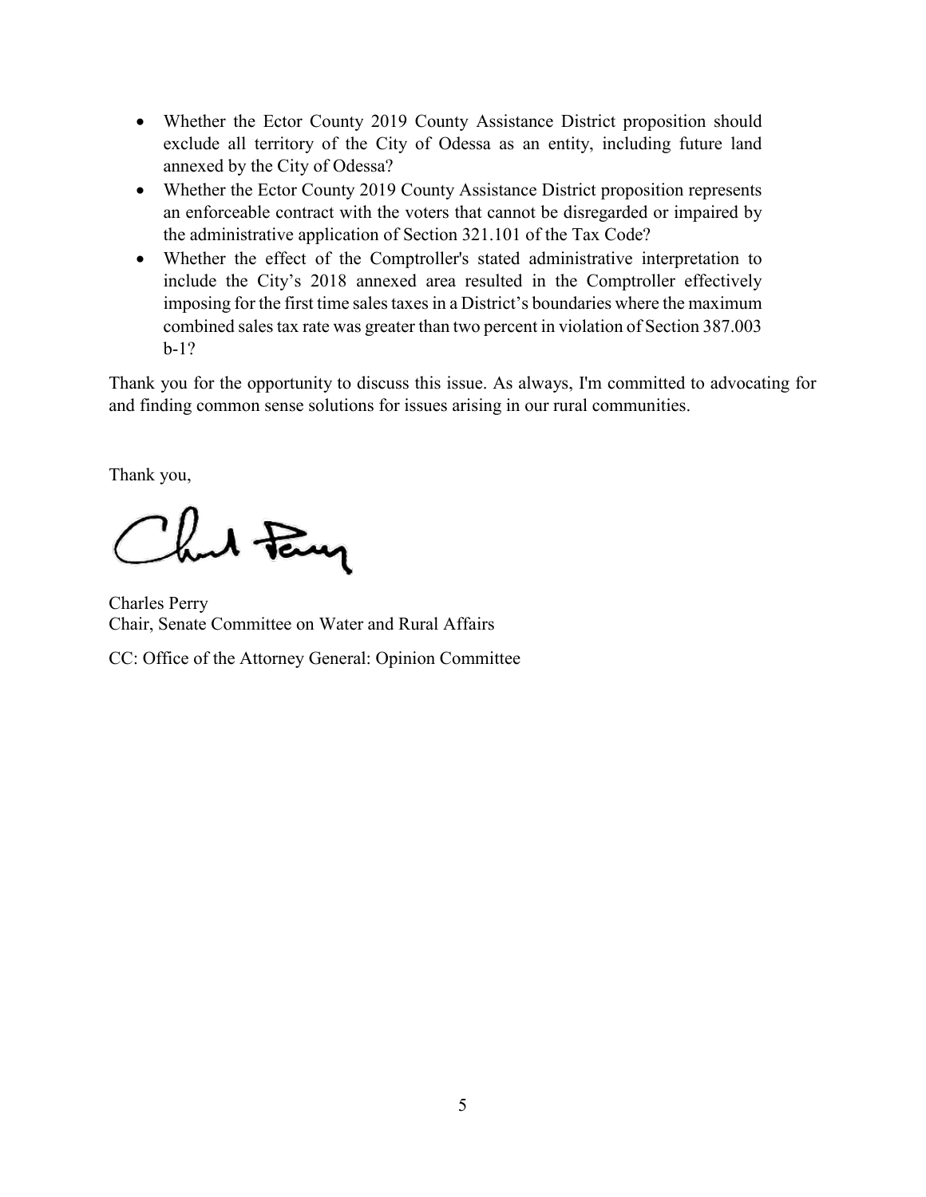- Whether the Ector County 2019 County Assistance District proposition should exclude all territory of the City of Odessa as an entity, including future land annexed by the City of Odessa?
- Whether the Ector County 2019 County Assistance District proposition represents an enforceable contract with the voters that cannot be disregarded or impaired by the administrative application of Section 321.101 of the Tax Code?
- Whether the effect of the Comptroller's stated administrative interpretation to include the City's 2018 annexed area resulted in the Comptroller effectively imposing for the first time sales taxes in a District's boundaries where the maximum combined sales tax rate was greater than two percent in violation of Section 387.003 b-1?

Thank you for the opportunity to discuss this issue. As always, I'm committed to advocating for and finding common sense solutions for issues arising in our rural communities.

Thank you,

Charles Perry
Chair, Senate Committee on Water and Rural Affairs

CC: Office of the Attorney General: Opinion Committee